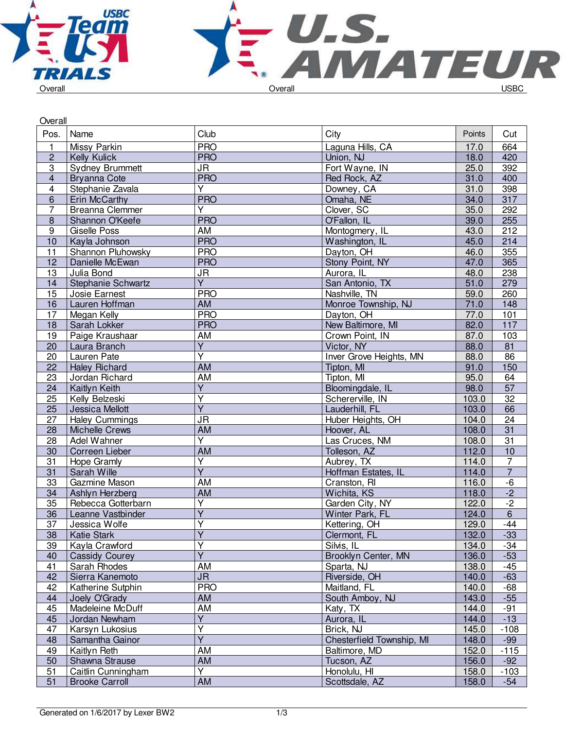Overall | Overall | USBC

## Overall

| Pos. | Name | Club | City | Points | Cut |
|---|---|---|---|---|---|
| 1 | Missy Parkin | PRO | Laguna Hills, CA | 17.0 | 664 |
| 2 | Kelly Kulick | PRO | Union, NJ | 18.0 | 420 |
| 3 | Sydney Brummett | JR | Fort Wayne, IN | 25.0 | 392 |
| 4 | Bryanna Cote | PRO | Red Rock, AZ | 31.0 | 400 |
| 4 | Stephanie Zavala | Y | Downey, CA | 31.0 | 398 |
| 6 | Erin McCarthy | PRO | Omaha, NE | 34.0 | 317 |
| 7 | Breanna Clemmer | Y | Clover, SC | 35.0 | 292 |
| 8 | Shannon O'Keefe | PRO | O'Fallon, IL | 39.0 | 255 |
| 9 | Giselle Poss | AM | Montogmery, IL | 43.0 | 212 |
| 10 | Kayla Johnson | PRO | Washington, IL | 45.0 | 214 |
| 11 | Shannon Pluhowsky | PRO | Dayton, OH | 46.0 | 355 |
| 12 | Danielle McEwan | PRO | Stony Point, NY | 47.0 | 365 |
| 13 | Julia Bond | JR | Aurora, IL | 48.0 | 238 |
| 14 | Stephanie Schwartz | Y | San Antonio, TX | 51.0 | 279 |
| 15 | Josie Earnest | PRO | Nashville, TN | 59.0 | 260 |
| 16 | Lauren Hoffman | AM | Monroe Township, NJ | 71.0 | 148 |
| 17 | Megan Kelly | PRO | Dayton, OH | 77.0 | 101 |
| 18 | Sarah Lokker | PRO | New Baltimore, MI | 82.0 | 117 |
| 19 | Paige Kraushaar | AM | Crown Point, IN | 87.0 | 103 |
| 20 | Laura Branch | Y | Victor, NY | 88.0 | 81 |
| 20 | Lauren Pate | Y | Inver Grove Heights, MN | 88.0 | 86 |
| 22 | Haley Richard | AM | Tipton, MI | 91.0 | 150 |
| 23 | Jordan Richard | AM | Tipton, MI | 95.0 | 64 |
| 24 | Kaitlyn Keith | Y | Bloomingdale, IL | 98.0 | 57 |
| 25 | Kelly Belzeski | Y | Schererville, IN | 103.0 | 32 |
| 25 | Jessica Mellott | Y | Lauderhill, FL | 103.0 | 66 |
| 27 | Haley Cummings | JR | Huber Heights, OH | 104.0 | 24 |
| 28 | Michelle Crews | AM | Hoover, AL | 108.0 | 31 |
| 28 | Adel Wahner | Y | Las Cruces, NM | 108.0 | 31 |
| 30 | Correen Lieber | AM | Tolleson, AZ | 112.0 | 10 |
| 31 | Hope Gramly | Y | Aubrey, TX | 114.0 | 7 |
| 31 | Sarah Wille | Y | Hoffman Estates, IL | 114.0 | 7 |
| 33 | Gazmine Mason | AM | Cranston, RI | 116.0 | -6 |
| 34 | Ashlyn Herzberg | AM | Wichita, KS | 118.0 | -2 |
| 35 | Rebecca Gotterbarn | Y | Garden City, NY | 122.0 | -2 |
| 36 | Leanne Vastbinder | Y | Winter Park, FL | 124.0 | 6 |
| 37 | Jessica Wolfe | Y | Kettering, OH | 129.0 | -44 |
| 38 | Katie Stark | Y | Clermont, FL | 132.0 | -33 |
| 39 | Kayla Crawford | Y | Silvis, IL | 134.0 | -34 |
| 40 | Cassidy Courey | Y | Brooklyn Center, MN | 136.0 | -53 |
| 41 | Sarah Rhodes | AM | Sparta, NJ | 138.0 | -45 |
| 42 | Sierra Kanemoto | JR | Riverside, OH | 140.0 | -63 |
| 42 | Katherine Sutphin | PRO | Maitland, FL | 140.0 | -68 |
| 44 | Joely O'Grady | AM | South Amboy, NJ | 143.0 | -55 |
| 45 | Madeleine McDuff | AM | Katy, TX | 144.0 | -91 |
| 45 | Jordan Newham | Y | Aurora, IL | 144.0 | -13 |
| 47 | Karsyn Lukosius | Y | Brick, NJ | 145.0 | -108 |
| 48 | Samantha Gainor | Y | Chesterfield Township, MI | 148.0 | -99 |
| 49 | Kaitlyn Reth | AM | Baltimore, MD | 152.0 | -115 |
| 50 | Shawna Strause | AM | Tucson, AZ | 156.0 | -92 |
| 51 | Caitlin Cunningham | Y | Honolulu, HI | 158.0 | -103 |
| 51 | Brooke Carroll | AM | Scottsdale, AZ | 158.0 | -54 |

Generated on 1/6/2017 by Lexer BW2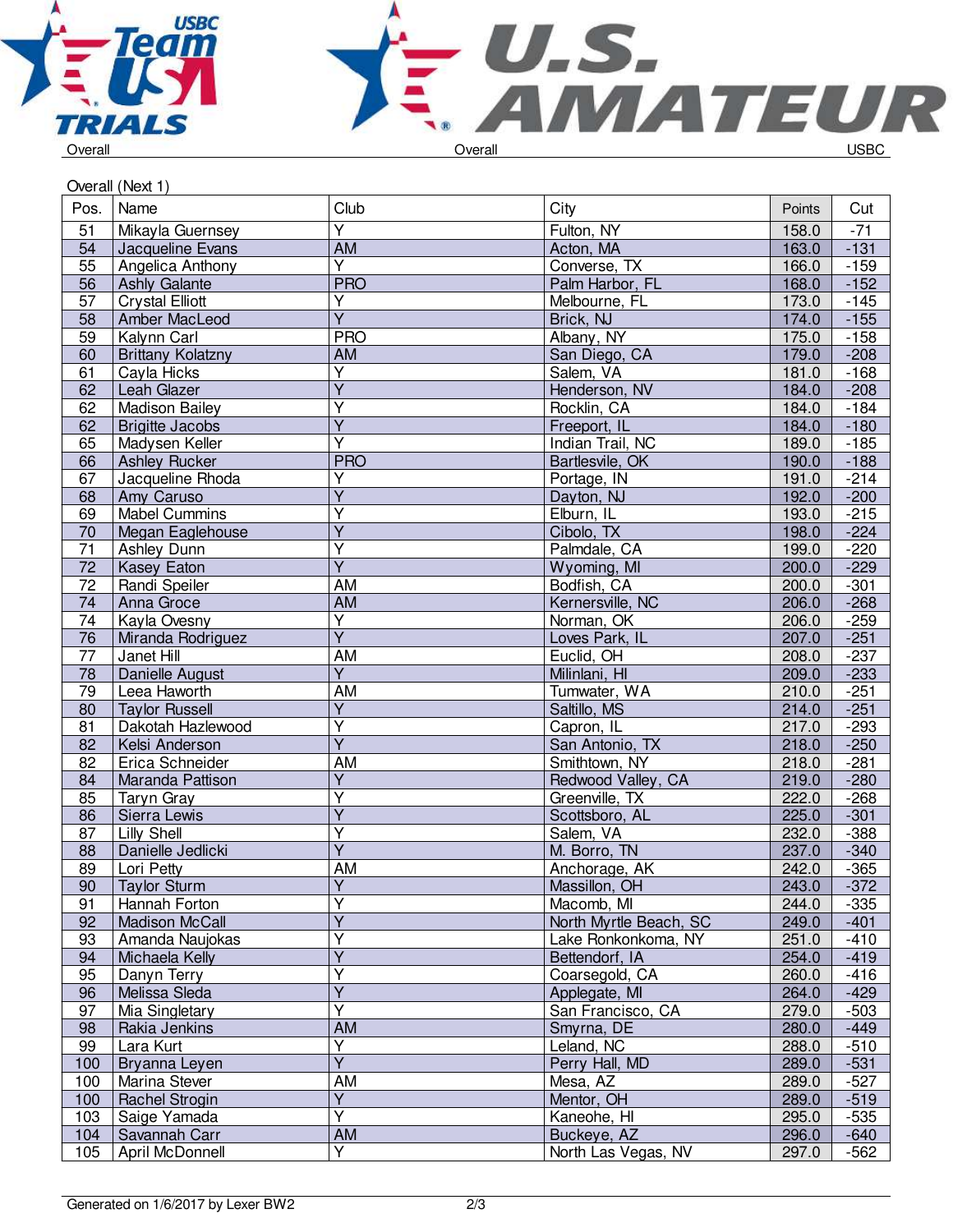Overall (Next 1)

| Pos. | Name | Club | City | Points | Cut |
|---|---|---|---|---|---|
| 51 | Mikayla Guernsey | Y | Fulton, NY | 158.0 | -71 |
| 54 | Jacqueline Evans | AM | Acton, MA | 163.0 | -131 |
| 55 | Angelica Anthony | Y | Converse, TX | 166.0 | -159 |
| 56 | Ashly Galante | PRO | Palm Harbor, FL | 168.0 | -152 |
| 57 | Crystal Elliott | Y | Melbourne, FL | 173.0 | -145 |
| 58 | Amber MacLeod | Y | Brick, NJ | 174.0 | -155 |
| 59 | Kalynn Carl | PRO | Albany, NY | 175.0 | -158 |
| 60 | Brittany Kolatzny | AM | San Diego, CA | 179.0 | -208 |
| 61 | Cayla Hicks | Y | Salem, VA | 181.0 | -168 |
| 62 | Leah Glazer | Y | Henderson, NV | 184.0 | -208 |
| 62 | Madison Bailey | Y | Rocklin, CA | 184.0 | -184 |
| 62 | Brigitte Jacobs | Y | Freeport, IL | 184.0 | -180 |
| 65 | Madysen Keller | Y | Indian Trail, NC | 189.0 | -185 |
| 66 | Ashley Rucker | PRO | Bartlesvile, OK | 190.0 | -188 |
| 67 | Jacqueline Rhoda | Y | Portage, IN | 191.0 | -214 |
| 68 | Amy Caruso | Y | Dayton, NJ | 192.0 | -200 |
| 69 | Mabel Cummins | Y | Elburn, IL | 193.0 | -215 |
| 70 | Megan Eaglehouse | Y | Cibolo, TX | 198.0 | -224 |
| 71 | Ashley Dunn | Y | Palmdale, CA | 199.0 | -220 |
| 72 | Kasey Eaton | Y | Wyoming, MI | 200.0 | -229 |
| 72 | Randi Speiler | AM | Bodfish, CA | 200.0 | -301 |
| 74 | Anna Groce | AM | Kernersville, NC | 206.0 | -268 |
| 74 | Kayla Ovesny | Y | Norman, OK | 206.0 | -259 |
| 76 | Miranda Rodriguez | Y | Loves Park, IL | 207.0 | -251 |
| 77 | Janet Hill | AM | Euclid, OH | 208.0 | -237 |
| 78 | Danielle August | Y | Mililani, HI | 209.0 | -233 |
| 79 | Leea Haworth | AM | Tumwater, WA | 210.0 | -251 |
| 80 | Taylor Russell | Y | Saltillo, MS | 214.0 | -251 |
| 81 | Dakotah Hazlewood | Y | Capron, IL | 217.0 | -293 |
| 82 | Kelsi Anderson | Y | San Antonio, TX | 218.0 | -250 |
| 82 | Erica Schneider | AM | Smithtown, NY | 218.0 | -281 |
| 84 | Maranda Pattison | Y | Redwood Valley, CA | 219.0 | -280 |
| 85 | Taryn Gray | Y | Greenville, TX | 222.0 | -268 |
| 86 | Sierra Lewis | Y | Scottsboro, AL | 225.0 | -301 |
| 87 | Lilly Shell | Y | Salem, VA | 232.0 | -388 |
| 88 | Danielle Jedlicki | Y | M. Borro, TN | 237.0 | -340 |
| 89 | Lori Petty | AM | Anchorage, AK | 242.0 | -365 |
| 90 | Taylor Sturm | Y | Massillon, OH | 243.0 | -372 |
| 91 | Hannah Forton | Y | Macomb, MI | 244.0 | -335 |
| 92 | Madison McCall | Y | North Myrtle Beach, SC | 249.0 | -401 |
| 93 | Amanda Naujokas | Y | Lake Ronkonkoma, NY | 251.0 | -410 |
| 94 | Michaela Kelly | Y | Bettendorf, IA | 254.0 | -419 |
| 95 | Danyn Terry | Y | Coarsegold, CA | 260.0 | -416 |
| 96 | Melissa Sleda | Y | Applegate, MI | 264.0 | -429 |
| 97 | Mia Singletary | Y | San Francisco, CA | 279.0 | -503 |
| 98 | Rakia Jenkins | AM | Smyrna, DE | 280.0 | -449 |
| 99 | Lara Kurt | Y | Leland, NC | 288.0 | -510 |
| 100 | Bryanna Leyen | Y | Perry Hall, MD | 289.0 | -531 |
| 100 | Marina Stever | AM | Mesa, AZ | 289.0 | -527 |
| 100 | Rachel Strogin | Y | Mentor, OH | 289.0 | -519 |
| 103 | Saige Yamada | Y | Kaneohe, HI | 295.0 | -535 |
| 104 | Savannah Carr | AM | Buckeye, AZ | 296.0 | -640 |
| 105 | April McDonnell | Y | North Las Vegas, NV | 297.0 | -562 |

Generated on 1/6/2017 by Lexer BW2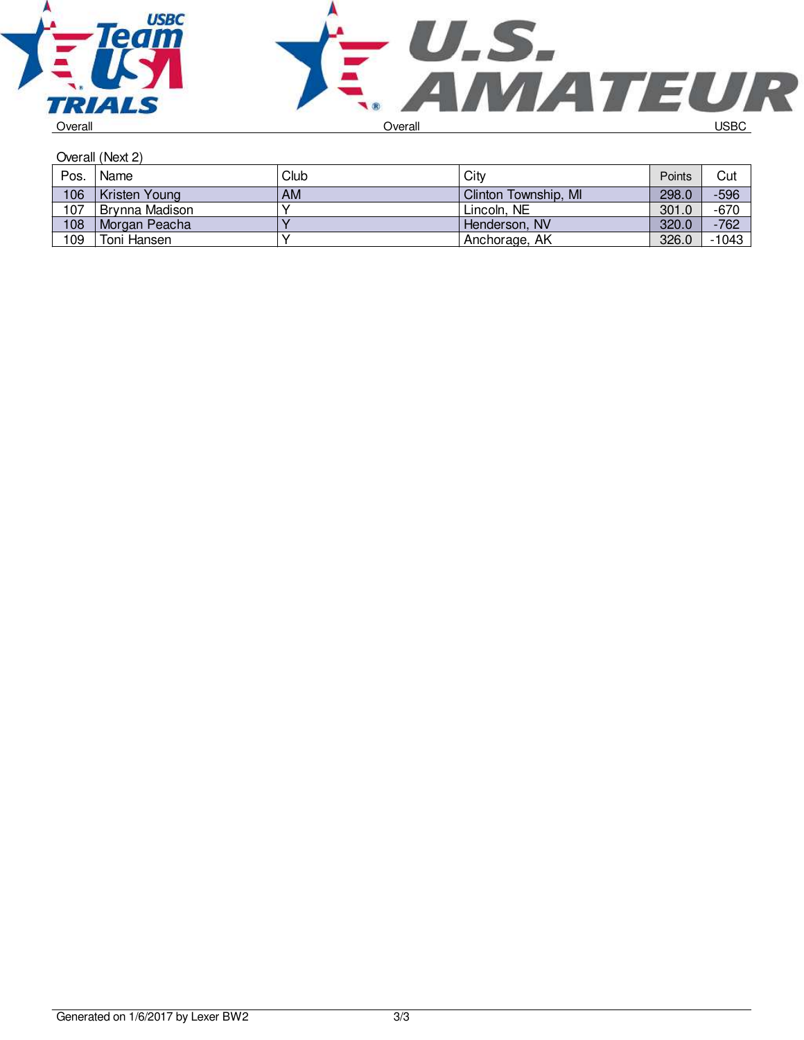Overall (Next 2)

| Pos. | Name | Club | City | Points | Cut |
|---|---|---|---|---|---|
| 106 | Kristen Young | AM | Clinton Township, MI | 298.0 | -596 |
| 107 | Brynna Madison | Y | Lincoln, NE | 301.0 | -670 |
| 108 | Morgan Peacha | Y | Henderson, NV | 320.0 | -762 |
| 109 | Toni Hansen | Y | Anchorage, AK | 326.0 | -1043 |